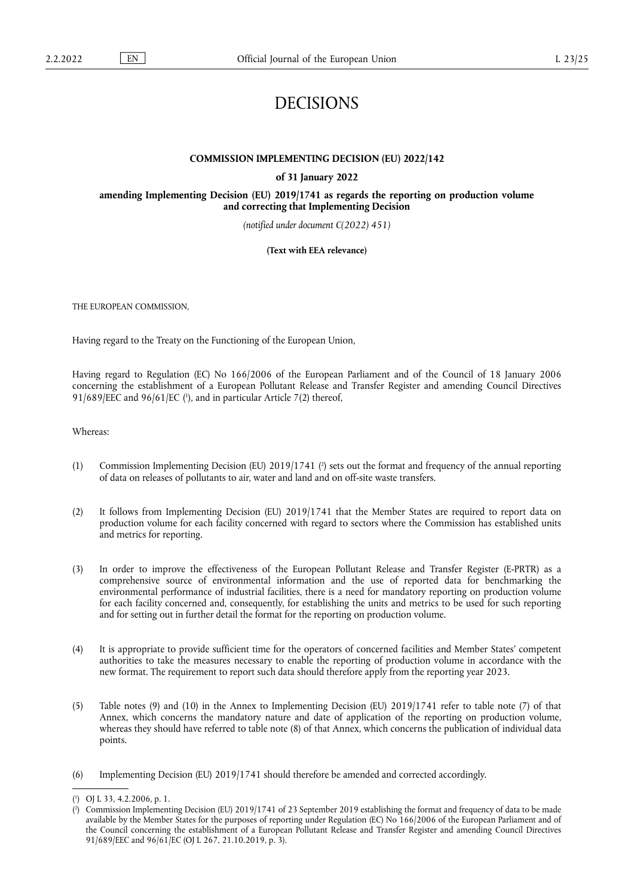# DECISIONS

**COMMISSION IMPLEMENTING DECISION (EU) 2022/142**

**of 31 January 2022**

**amending Implementing Decision (EU) 2019/1741 as regards the reporting on production volume and correcting that Implementing Decision**

*(notified under document C(2022) 451)*

**(Text with EEA relevance)**

THE EUROPEAN COMMISSION,

Having regard to the Treaty on the Functioning of the European Union,

Having regard to Regulation (EC) No 166/2006 of the European Parliament and of the Council of 18 January 2006 concerning the establishment of a European Pollutant Release and Transfer Register and amending Council Directives 91/689/EEC and 96/61/EC [1], and in particular Article 7(2) thereof,

Whereas:

(1) Commission Implementing Decision (EU) 2019/1741 [2] sets out the format and frequency of the annual reporting of data on releases of pollutants to air, water and land and on off-site waste transfers.

(2) It follows from Implementing Decision (EU) 2019/1741 that the Member States are required to report data on production volume for each facility concerned with regard to sectors where the Commission has established units and metrics for reporting.

(3) In order to improve the effectiveness of the European Pollutant Release and Transfer Register (E-PRTR) as a comprehensive source of environmental information and the use of reported data for benchmarking the environmental performance of industrial facilities, there is a need for mandatory reporting on production volume for each facility concerned and, consequently, for establishing the units and metrics to be used for such reporting and for setting out in further detail the format for the reporting on production volume.

(4) It is appropriate to provide sufficient time for the operators of concerned facilities and Member States' competent authorities to take the measures necessary to enable the reporting of production volume in accordance with the new format. The requirement to report such data should therefore apply from the reporting year 2023.

(5) Table notes (9) and (10) in the Annex to Implementing Decision (EU) 2019/1741 refer to table note (7) of that Annex, which concerns the mandatory nature and date of application of the reporting on production volume, whereas they should have referred to table note (8) of that Annex, which concerns the publication of individual data points.

(6) Implementing Decision (EU) 2019/1741 should therefore be amended and corrected accordingly.

---

[1] OJ L 33, 4.2.2006, p. 1.

[2] Commission Implementing Decision (EU) 2019/1741 of 23 September 2019 establishing the format and frequency of data to be made available by the Member States for the purposes of reporting under Regulation (EC) No 166/2006 of the European Parliament and of the Council concerning the establishment of a European Pollutant Release and Transfer Register and amending Council Directives 91/689/EEC and 96/61/EC (OJ L 267, 21.10.2019, p. 3).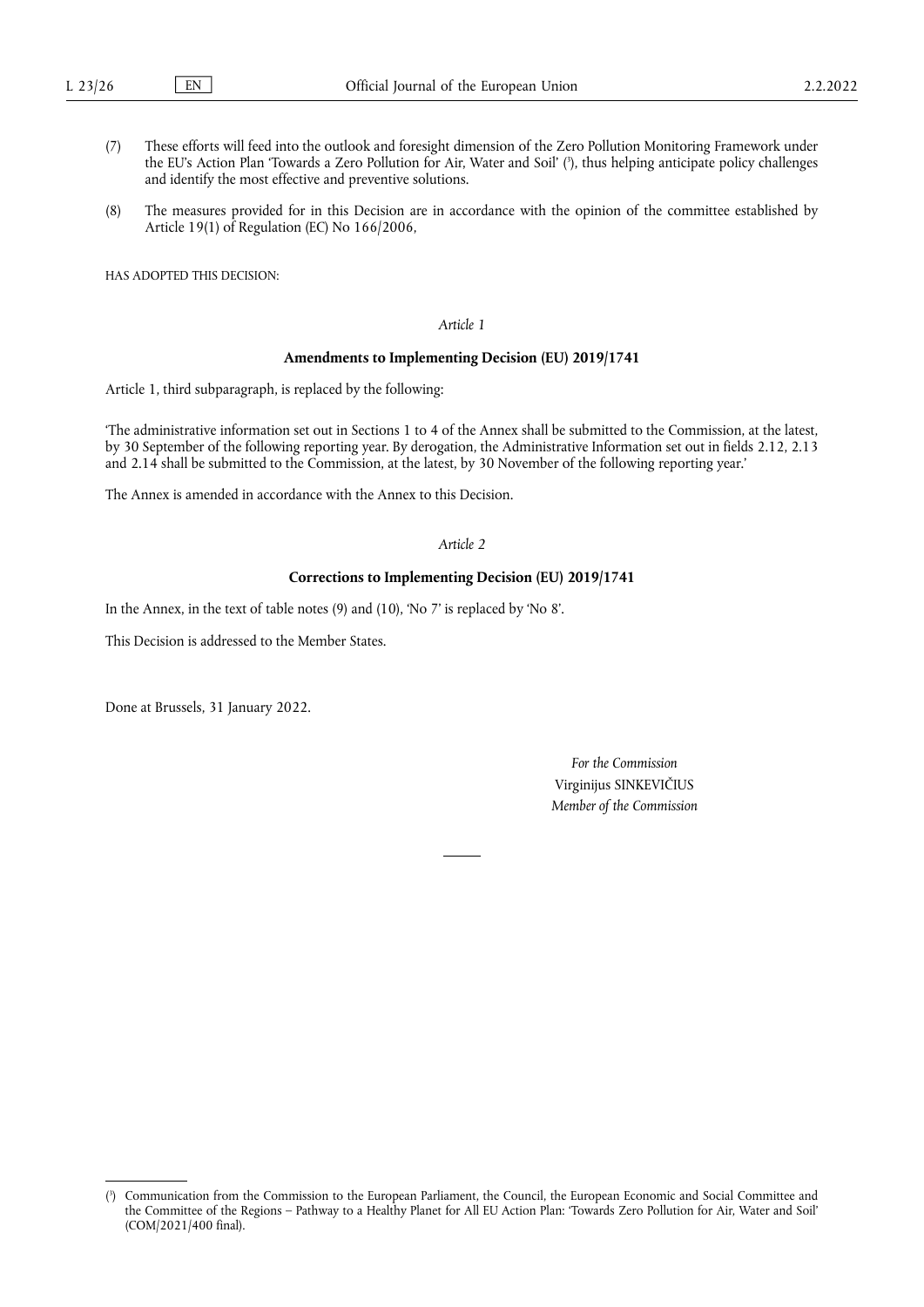(7) These efforts will feed into the outlook and foresight dimension of the Zero Pollution Monitoring Framework under the EU's Action Plan 'Towards a Zero Pollution for Air, Water and Soil' ([3]), thus helping anticipate policy challenges and identify the most effective and preventive solutions.

(8) The measures provided for in this Decision are in accordance with the opinion of the committee established by Article 19(1) of Regulation (EC) No 166/2006,

HAS ADOPTED THIS DECISION:

*Article 1*

**Amendments to Implementing Decision (EU) 2019/1741**

Article 1, third subparagraph, is replaced by the following:

'The administrative information set out in Sections 1 to 4 of the Annex shall be submitted to the Commission, at the latest, by 30 September of the following reporting year. By derogation, the Administrative Information set out in fields 2.12, 2.13 and 2.14 shall be submitted to the Commission, at the latest, by 30 November of the following reporting year.'

The Annex is amended in accordance with the Annex to this Decision.

*Article 2*

**Corrections to Implementing Decision (EU) 2019/1741**

In the Annex, in the text of table notes (9) and (10), 'No 7' is replaced by 'No 8'.

This Decision is addressed to the Member States.

Done at Brussels, 31 January 2022.

*For the Commission*
Virginijus SINKEVIČIUS
*Member of the Commission*

---

([3]) Communication from the Commission to the European Parliament, the Council, the European Economic and Social Committee and the Committee of the Regions – Pathway to a Healthy Planet for All EU Action Plan: 'Towards Zero Pollution for Air, Water and Soil' (COM/2021/400 final).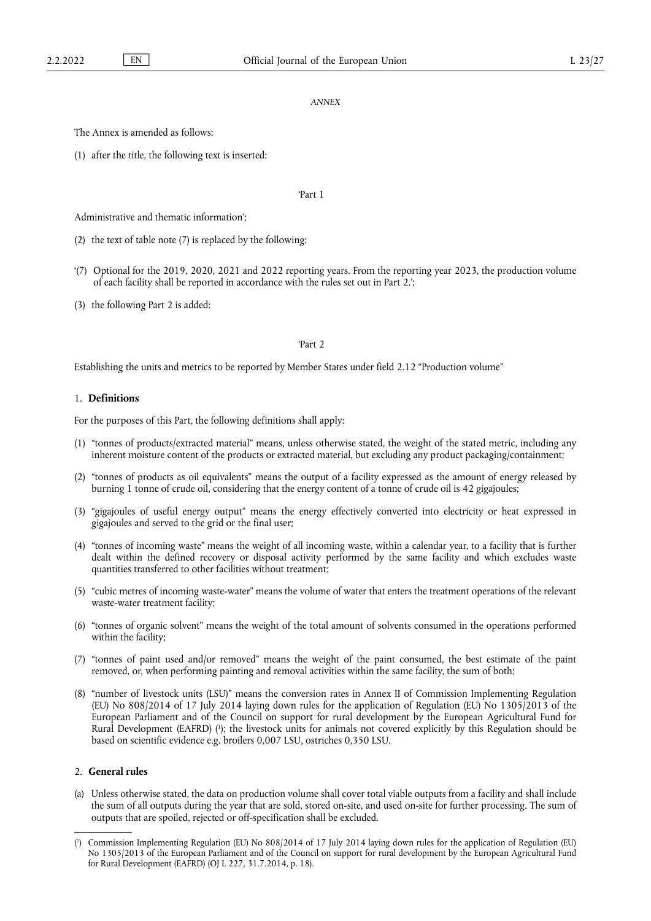*ANNEX*

The Annex is amended as follows:

(1) after the title, the following text is inserted:

'Part 1

Administrative and thematic information';

(2) the text of table note (7) is replaced by the following:

'(7) Optional for the 2019, 2020, 2021 and 2022 reporting years. From the reporting year 2023, the production volume of each facility shall be reported in accordance with the rules set out in Part 2.';

(3) the following Part 2 is added:

'Part 2

Establishing the units and metrics to be reported by Member States under field 2.12 "Production volume"

## 1. **Definitions**

For the purposes of this Part, the following definitions shall apply:

(1) "tonnes of products/extracted material" means, unless otherwise stated, the weight of the stated metric, including any inherent moisture content of the products or extracted material, but excluding any product packaging/containment;

(2) "tonnes of products as oil equivalents" means the output of a facility expressed as the amount of energy released by burning 1 tonne of crude oil, considering that the energy content of a tonne of crude oil is 42 gigajoules;

(3) "gigajoules of useful energy output" means the energy effectively converted into electricity or heat expressed in gigajoules and served to the grid or the final user;

(4) "tonnes of incoming waste" means the weight of all incoming waste, within a calendar year, to a facility that is further dealt within the defined recovery or disposal activity performed by the same facility and which excludes waste quantities transferred to other facilities without treatment;

(5) "cubic metres of incoming waste-water" means the volume of water that enters the treatment operations of the relevant waste-water treatment facility;

(6) "tonnes of organic solvent" means the weight of the total amount of solvents consumed in the operations performed within the facility;

(7) "tonnes of paint used and/or removed" means the weight of the paint consumed, the best estimate of the paint removed, or, when performing painting and removal activities within the same facility, the sum of both;

(8) "number of livestock units (LSU)" means the conversion rates in Annex II of Commission Implementing Regulation (EU) No 808/2014 of 17 July 2014 laying down rules for the application of Regulation (EU) No 1305/2013 of the European Parliament and of the Council on support for rural development by the European Agricultural Fund for Rural Development (EAFRD) [1]; the livestock units for animals not covered explicitly by this Regulation should be based on scientific evidence e.g. broilers 0,007 LSU, ostriches 0,350 LSU.

## 2. **General rules**

(a) Unless otherwise stated, the data on production volume shall cover total viable outputs from a facility and shall include the sum of all outputs during the year that are sold, stored on-site, and used on-site for further processing. The sum of outputs that are spoiled, rejected or off-specification shall be excluded.

---

[1] Commission Implementing Regulation (EU) No 808/2014 of 17 July 2014 laying down rules for the application of Regulation (EU) No 1305/2013 of the European Parliament and of the Council on support for rural development by the European Agricultural Fund for Rural Development (EAFRD) (OJ L 227, 31.7.2014, p. 18).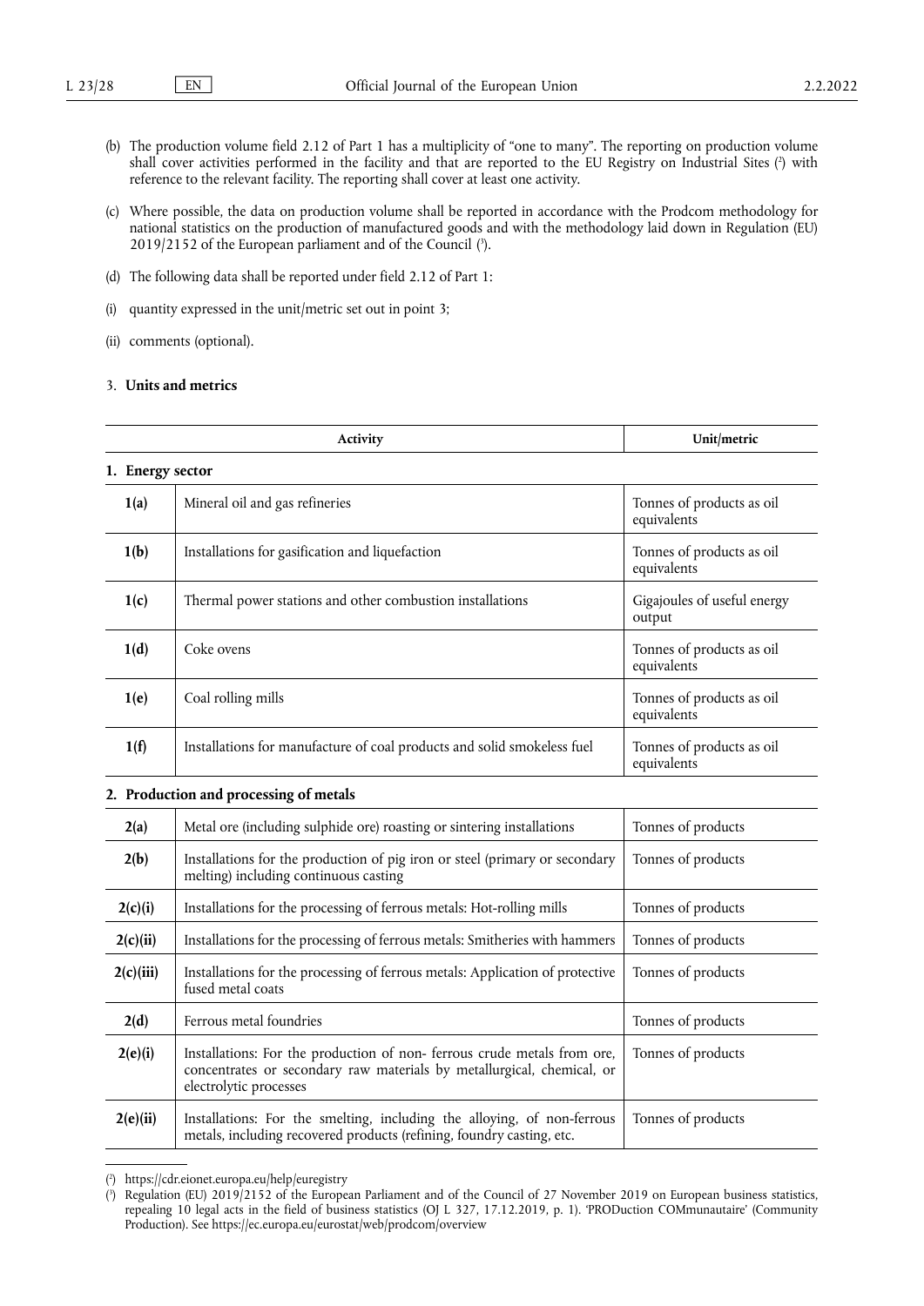(b) The production volume field 2.12 of Part 1 has a multiplicity of "one to many". The reporting on production volume shall cover activities performed in the facility and that are reported to the EU Registry on Industrial Sites ([2]) with reference to the relevant facility. The reporting shall cover at least one activity.

(c) Where possible, the data on production volume shall be reported in accordance with the Prodcom methodology for national statistics on the production of manufactured goods and with the methodology laid down in Regulation (EU) 2019/2152 of the European parliament and of the Council ([3]).

(d) The following data shall be reported under field 2.12 of Part 1:

(i) quantity expressed in the unit/metric set out in point 3;

(ii) comments (optional).

3. **Units and metrics**

| | Activity | Unit/metric |
|---|---|---|
| **1. Energy sector** | | |
| **1(a)** | Mineral oil and gas refineries | Tonnes of products as oil equivalents |
| **1(b)** | Installations for gasification and liquefaction | Tonnes of products as oil equivalents |
| **1(c)** | Thermal power stations and other combustion installations | Gigajoules of useful energy output |
| **1(d)** | Coke ovens | Tonnes of products as oil equivalents |
| **1(e)** | Coal rolling mills | Tonnes of products as oil equivalents |
| **1(f)** | Installations for manufacture of coal products and solid smokeless fuel | Tonnes of products as oil equivalents |
| **2. Production and processing of metals** | | |
| **2(a)** | Metal ore (including sulphide ore) roasting or sintering installations | Tonnes of products |
| **2(b)** | Installations for the production of pig iron or steel (primary or secondary melting) including continuous casting | Tonnes of products |
| **2(c)(i)** | Installations for the processing of ferrous metals: Hot-rolling mills | Tonnes of products |
| **2(c)(ii)** | Installations for the processing of ferrous metals: Smitheries with hammers | Tonnes of products |
| **2(c)(iii)** | Installations for the processing of ferrous metals: Application of protective fused metal coats | Tonnes of products |
| **2(d)** | Ferrous metal foundries | Tonnes of products |
| **2(e)(i)** | Installations: For the production of non- ferrous crude metals from ore, concentrates or secondary raw materials by metallurgical, chemical, or electrolytic processes | Tonnes of products |
| **2(e)(ii)** | Installations: For the smelting, including the alloying, of non-ferrous metals, including recovered products (refining, foundry casting, etc. | Tonnes of products |

---

([2]) https://cdr.eionet.europa.eu/help/euregistry

([3]) Regulation (EU) 2019/2152 of the European Parliament and of the Council of 27 November 2019 on European business statistics, repealing 10 legal acts in the field of business statistics (OJ L 327, 17.12.2019, p. 1). 'PRODuction COMmunautaire' (Community Production). See https://ec.europa.eu/eurostat/web/prodcom/overview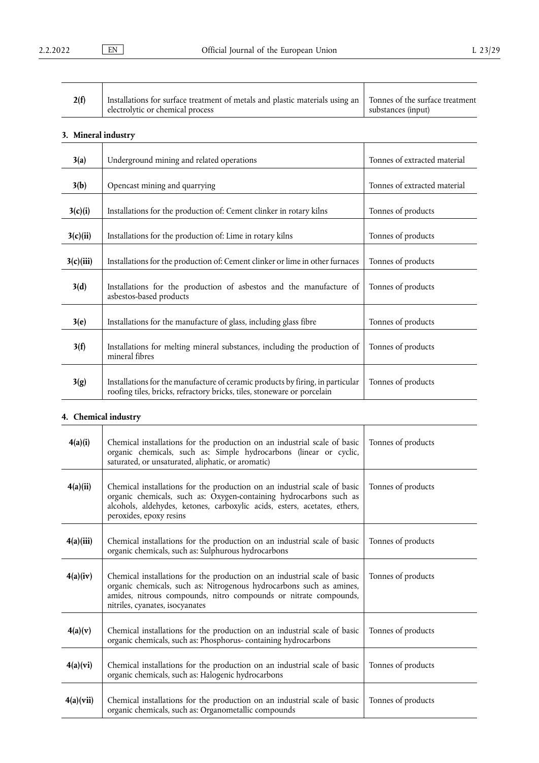| | | |
|---|---|---|
| **2(f)** | Installations for surface treatment of metals and plastic materials using an electrolytic or chemical process | Tonnes of the surface treatment substances (input) |

**3. Mineral industry**

| | | |
|---|---|---|
| **3(a)** | Underground mining and related operations | Tonnes of extracted material |
| **3(b)** | Opencast mining and quarrying | Tonnes of extracted material |
| **3(c)(i)** | Installations for the production of: Cement clinker in rotary kilns | Tonnes of products |
| **3(c)(ii)** | Installations for the production of: Lime in rotary kilns | Tonnes of products |
| **3(c)(iii)** | Installations for the production of: Cement clinker or lime in other furnaces | Tonnes of products |
| **3(d)** | Installations for the production of asbestos and the manufacture of asbestos-based products | Tonnes of products |
| **3(e)** | Installations for the manufacture of glass, including glass fibre | Tonnes of products |
| **3(f)** | Installations for melting mineral substances, including the production of mineral fibres | Tonnes of products |
| **3(g)** | Installations for the manufacture of ceramic products by firing, in particular roofing tiles, bricks, refractory bricks, tiles, stoneware or porcelain | Tonnes of products |

**4. Chemical industry**

| | | |
|---|---|---|
| **4(a)(i)** | Chemical installations for the production on an industrial scale of basic organic chemicals, such as: Simple hydrocarbons (linear or cyclic, saturated, or unsaturated, aliphatic, or aromatic) | Tonnes of products |
| **4(a)(ii)** | Chemical installations for the production on an industrial scale of basic organic chemicals, such as: Oxygen-containing hydrocarbons such as alcohols, aldehydes, ketones, carboxylic acids, esters, acetates, ethers, peroxides, epoxy resins | Tonnes of products |
| **4(a)(iii)** | Chemical installations for the production on an industrial scale of basic organic chemicals, such as: Sulphurous hydrocarbons | Tonnes of products |
| **4(a)(iv)** | Chemical installations for the production on an industrial scale of basic organic chemicals, such as: Nitrogenous hydrocarbons such as amines, amides, nitrous compounds, nitro compounds or nitrate compounds, nitriles, cyanates, isocyanates | Tonnes of products |
| **4(a)(v)** | Chemical installations for the production on an industrial scale of basic organic chemicals, such as: Phosphorus- containing hydrocarbons | Tonnes of products |
| **4(a)(vi)** | Chemical installations for the production on an industrial scale of basic organic chemicals, such as: Halogenic hydrocarbons | Tonnes of products |
| **4(a)(vii)** | Chemical installations for the production on an industrial scale of basic organic chemicals, such as: Organometallic compounds | Tonnes of products |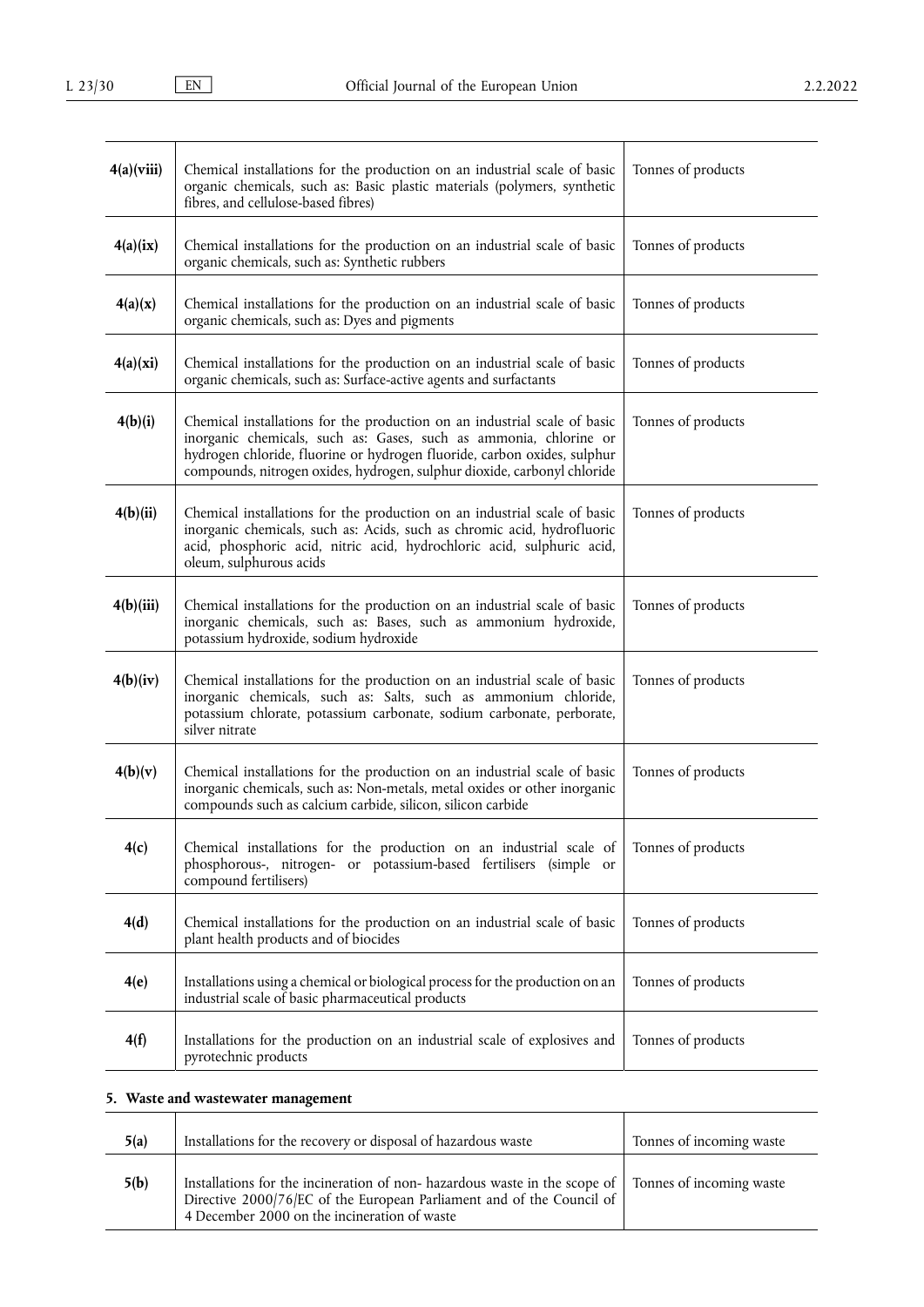| | | |
|---|---|---|
| **4(a)(viii)** | Chemical installations for the production on an industrial scale of basic organic chemicals, such as: Basic plastic materials (polymers, synthetic fibres, and cellulose-based fibres) | Tonnes of products |
| **4(a)(ix)** | Chemical installations for the production on an industrial scale of basic organic chemicals, such as: Synthetic rubbers | Tonnes of products |
| **4(a)(x)** | Chemical installations for the production on an industrial scale of basic organic chemicals, such as: Dyes and pigments | Tonnes of products |
| **4(a)(xi)** | Chemical installations for the production on an industrial scale of basic organic chemicals, such as: Surface-active agents and surfactants | Tonnes of products |
| **4(b)(i)** | Chemical installations for the production on an industrial scale of basic inorganic chemicals, such as: Gases, such as ammonia, chlorine or hydrogen chloride, fluorine or hydrogen fluoride, carbon oxides, sulphur compounds, nitrogen oxides, hydrogen, sulphur dioxide, carbonyl chloride | Tonnes of products |
| **4(b)(ii)** | Chemical installations for the production on an industrial scale of basic inorganic chemicals, such as: Acids, such as chromic acid, hydrofluoric acid, phosphoric acid, nitric acid, hydrochloric acid, sulphuric acid, oleum, sulphurous acids | Tonnes of products |
| **4(b)(iii)** | Chemical installations for the production on an industrial scale of basic inorganic chemicals, such as: Bases, such as ammonium hydroxide, potassium hydroxide, sodium hydroxide | Tonnes of products |
| **4(b)(iv)** | Chemical installations for the production on an industrial scale of basic inorganic chemicals, such as: Salts, such as ammonium chloride, potassium chlorate, potassium carbonate, sodium carbonate, perborate, silver nitrate | Tonnes of products |
| **4(b)(v)** | Chemical installations for the production on an industrial scale of basic inorganic chemicals, such as: Non-metals, metal oxides or other inorganic compounds such as calcium carbide, silicon, silicon carbide | Tonnes of products |
| **4(c)** | Chemical installations for the production on an industrial scale of phosphorous-, nitrogen- or potassium-based fertilisers (simple or compound fertilisers) | Tonnes of products |
| **4(d)** | Chemical installations for the production on an industrial scale of basic plant health products and of biocides | Tonnes of products |
| **4(e)** | Installations using a chemical or biological process for the production on an industrial scale of basic pharmaceutical products | Tonnes of products |
| **4(f)** | Installations for the production on an industrial scale of explosives and pyrotechnic products | Tonnes of products |

### 5. Waste and wastewater management

| | | |
|---|---|---|
| **5(a)** | Installations for the recovery or disposal of hazardous waste | Tonnes of incoming waste |
| **5(b)** | Installations for the incineration of non- hazardous waste in the scope of Directive 2000/76/EC of the European Parliament and of the Council of 4 December 2000 on the incineration of waste | Tonnes of incoming waste |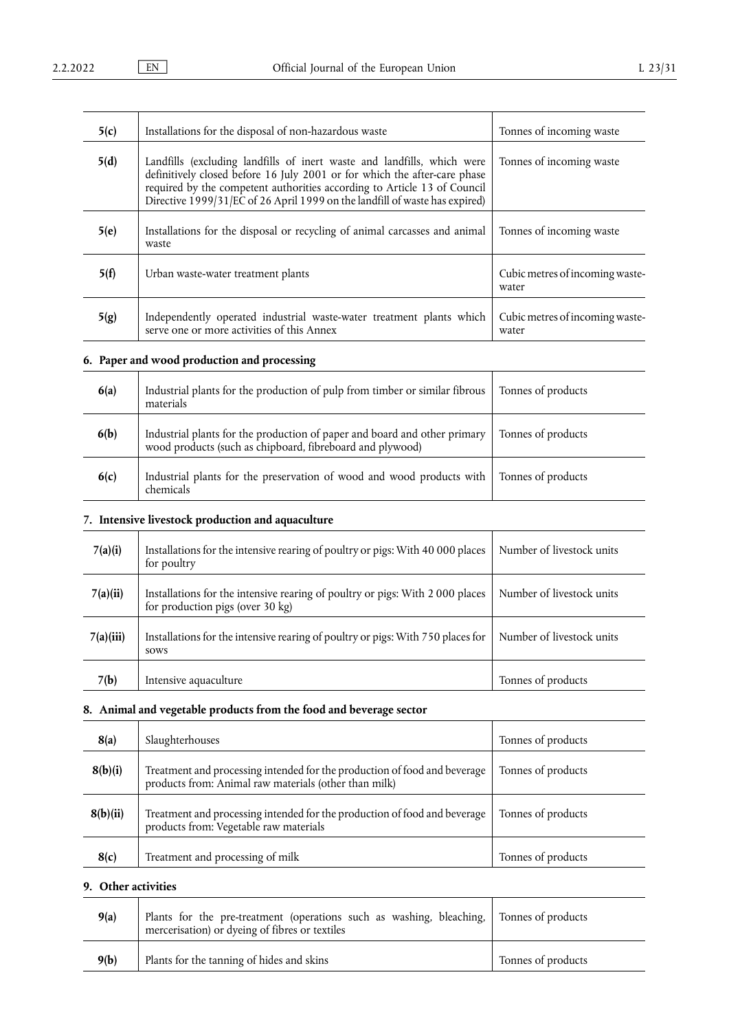| | | |
|---|---|---|
| **5(c)** | Installations for the disposal of non-hazardous waste | Tonnes of incoming waste |
| **5(d)** | Landfills (excluding landfills of inert waste and landfills, which were definitively closed before 16 July 2001 or for which the after-care phase required by the competent authorities according to Article 13 of Council Directive 1999/31/EC of 26 April 1999 on the landfill of waste has expired) | Tonnes of incoming waste |
| **5(e)** | Installations for the disposal or recycling of animal carcasses and animal waste | Tonnes of incoming waste |
| **5(f)** | Urban waste-water treatment plants | Cubic metres of incoming waste-water |
| **5(g)** | Independently operated industrial waste-water treatment plants which serve one or more activities of this Annex | Cubic metres of incoming waste-water |

## 6. Paper and wood production and processing

| | | |
|---|---|---|
| **6(a)** | Industrial plants for the production of pulp from timber or similar fibrous materials | Tonnes of products |
| **6(b)** | Industrial plants for the production of paper and board and other primary wood products (such as chipboard, fibreboard and plywood) | Tonnes of products |
| **6(c)** | Industrial plants for the preservation of wood and wood products with chemicals | Tonnes of products |

## 7. Intensive livestock production and aquaculture

| | | |
|---|---|---|
| **7(a)(i)** | Installations for the intensive rearing of poultry or pigs: With 40 000 places for poultry | Number of livestock units |
| **7(a)(ii)** | Installations for the intensive rearing of poultry or pigs: With 2 000 places for production pigs (over 30 kg) | Number of livestock units |
| **7(a)(iii)** | Installations for the intensive rearing of poultry or pigs: With 750 places for sows | Number of livestock units |
| **7(b)** | Intensive aquaculture | Tonnes of products |

## 8. Animal and vegetable products from the food and beverage sector

| | | |
|---|---|---|
| **8(a)** | Slaughterhouses | Tonnes of products |
| **8(b)(i)** | Treatment and processing intended for the production of food and beverage products from: Animal raw materials (other than milk) | Tonnes of products |
| **8(b)(ii)** | Treatment and processing intended for the production of food and beverage products from: Vegetable raw materials | Tonnes of products |
| **8(c)** | Treatment and processing of milk | Tonnes of products |

## 9. Other activities

| | | |
|---|---|---|
| **9(a)** | Plants for the pre-treatment (operations such as washing, bleaching, mercerisation) or dyeing of fibres or textiles | Tonnes of products |
| **9(b)** | Plants for the tanning of hides and skins | Tonnes of products |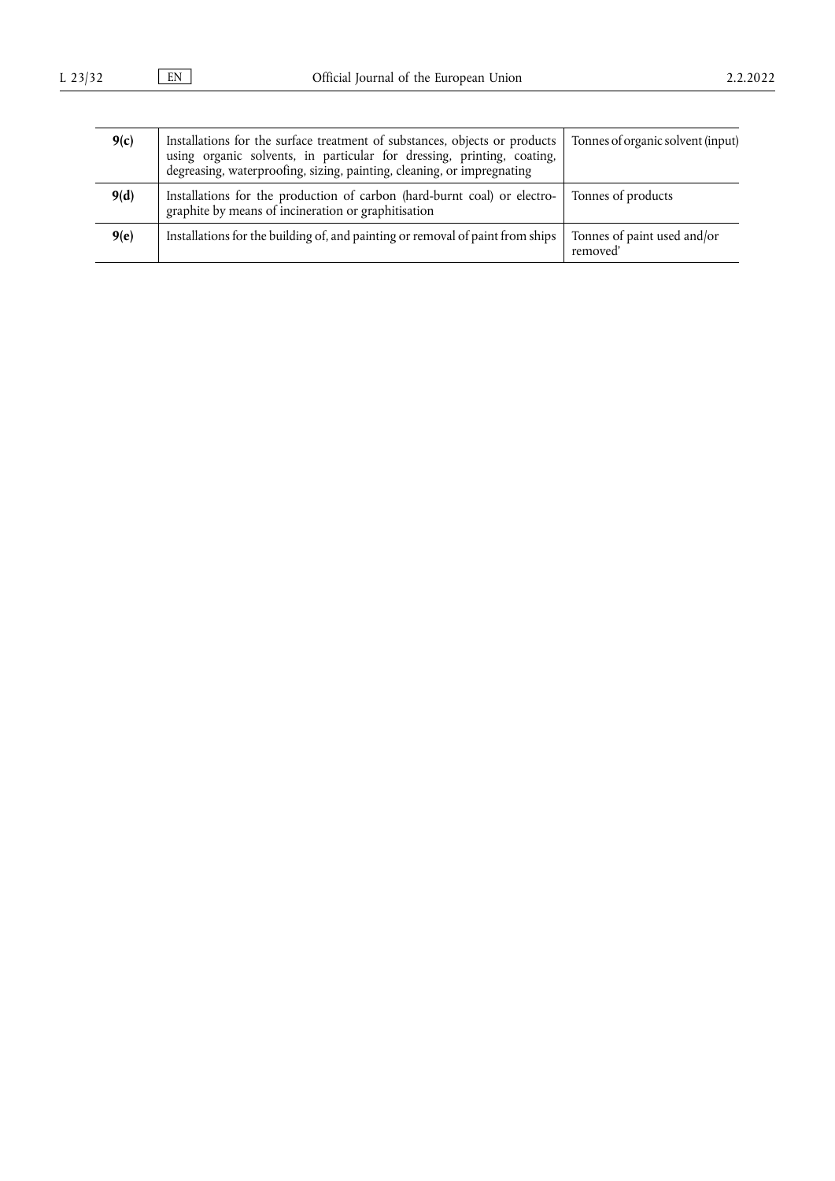| | | |
|---|---|---|
| **9(c)** | Installations for the surface treatment of substances, objects or products using organic solvents, in particular for dressing, printing, coating, degreasing, waterproofing, sizing, painting, cleaning, or impregnating | Tonnes of organic solvent (input) |
| **9(d)** | Installations for the production of carbon (hard-burnt coal) or electro-graphite by means of incineration or graphitisation | Tonnes of products |
| **9(e)** | Installations for the building of, and painting or removal of paint from ships | Tonnes of paint used and/or removed' |